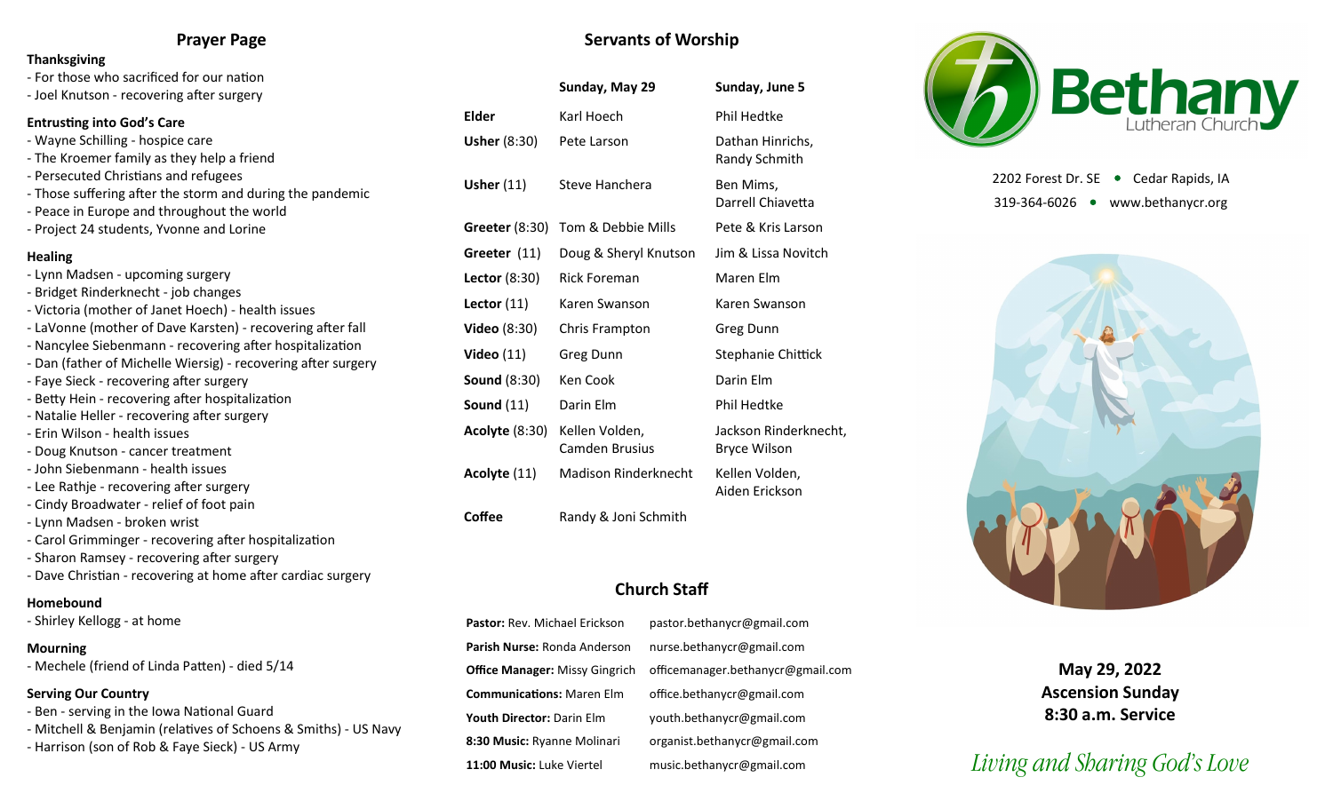## Prayer Page

**Thanksgiving**

- For those who sacrificed for our nation
- Joel Knutson - recovering after surgery

**Entrusting into God's Care**

- Wayne Schilling - hospice care
- The Kroemer family as they help a friend
- Persecuted Christians and refugees
- Those suffering after the storm and during the pandemic
- Peace in Europe and throughout the world
- Project 24 students, Yvonne and Lorine

**Healing**

- Lynn Madsen - upcoming surgery
- Bridget Rinderknecht - job changes
- Victoria (mother of Janet Hoech) - health issues
- LaVonne (mother of Dave Karsten) - recovering after fall
- Nancylee Siebenmann - recovering after hospitalization
- Dan (father of Michelle Wiersig) - recovering after surgery
- Faye Sieck - recovering after surgery
- Betty Hein - recovering after hospitalization
- Natalie Heller - recovering after surgery
- Erin Wilson - health issues
- Doug Knutson - cancer treatment
- John Siebenmann - health issues
- Lee Rathje - recovering after surgery
- Cindy Broadwater - relief of foot pain
- Lynn Madsen - broken wrist
- Carol Grimminger - recovering after hospitalization
- Sharon Ramsey - recovering after surgery
- Dave Christian - recovering at home after cardiac surgery

**Homebound**

- Shirley Kellogg - at home

**Mourning**

- Mechele (friend of Linda Patten) - died 5/14

**Serving Our Country**

- Ben - serving in the Iowa National Guard
- Mitchell & Benjamin (relatives of Schoens & Smiths) - US Navy
- Harrison (son of Rob & Faye Sieck) - US Army

## Servants of Worship

| | Sunday, May 29 | Sunday, June 5 |
|---|---|---|
| **Elder** | Karl Hoech | Phil Hedtke |
| **Usher** (8:30) | Pete Larson | Dathan Hinrichs, Randy Schmith |
| **Usher** (11) | Steve Hanchera | Ben Mims, Darrell Chiavetta |
| **Greeter** (8:30) | Tom & Debbie Mills | Pete & Kris Larson |
| **Greeter** (11) | Doug & Sheryl Knutson | Jim & Lissa Novitch |
| **Lector** (8:30) | Rick Foreman | Maren Elm |
| **Lector** (11) | Karen Swanson | Karen Swanson |
| **Video** (8:30) | Chris Frampton | Greg Dunn |
| **Video** (11) | Greg Dunn | Stephanie Chittick |
| **Sound** (8:30) | Ken Cook | Darin Elm |
| **Sound** (11) | Darin Elm | Phil Hedtke |
| **Acolyte** (8:30) | Kellen Volden, Camden Brusius | Jackson Rinderknecht, Bryce Wilson |
| **Acolyte** (11) | Madison Rinderknecht | Kellen Volden, Aiden Erickson |
| **Coffee** | Randy & Joni Schmith | |

## Church Staff

| | |
|---|---|
| **Pastor:** Rev. Michael Erickson | pastor.bethanycr@gmail.com |
| **Parish Nurse:** Ronda Anderson | nurse.bethanycr@gmail.com |
| **Office Manager:** Missy Gingrich | officemanager.bethanycr@gmail.com |
| **Communications:** Maren Elm | office.bethanycr@gmail.com |
| **Youth Director:** Darin Elm | youth.bethanycr@gmail.com |
| **8:30 Music:** Ryanne Molinari | organist.bethanycr@gmail.com |
| **11:00 Music:** Luke Viertel | music.bethanycr@gmail.com |

# Bethany Lutheran Church

2202 Forest Dr. SE • Cedar Rapids, IA
319-364-6026 • www.bethanycr.org

**May 29, 2022**
**Ascension Sunday**
**8:30 a.m. Service**

*Living and Sharing God's Love*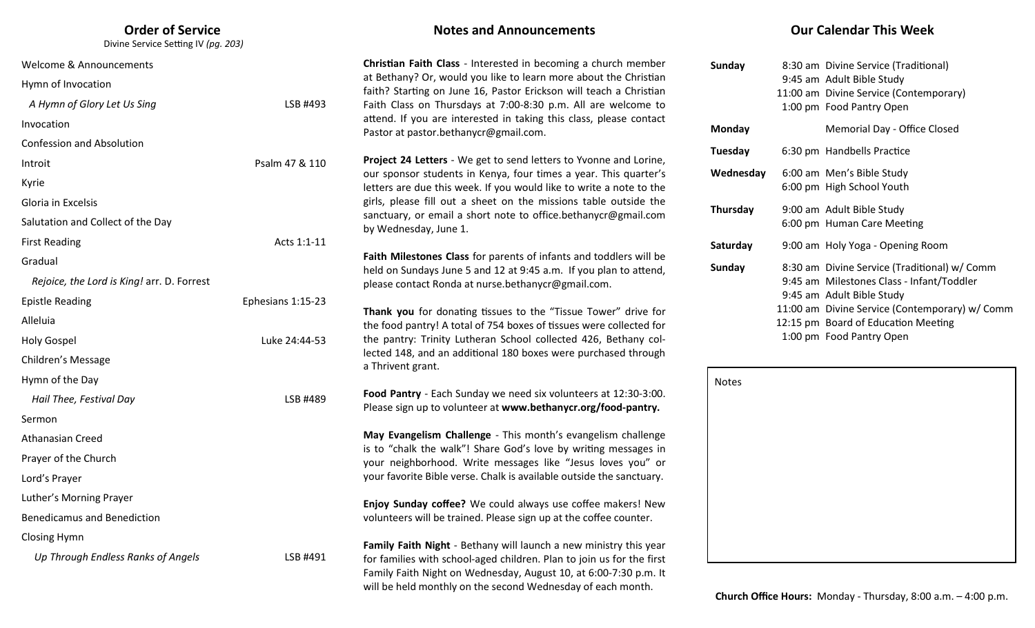## Order of Service

Divine Service Setting IV *(pg. 203)*

| | |
|---|---|
| Welcome & Announcements | |
| Hymn of Invocation | |
| *A Hymn of Glory Let Us Sing* | LSB #493 |
| Invocation | |
| Confession and Absolution | |
| Introit | Psalm 47 & 110 |
| Kyrie | |
| Gloria in Excelsis | |
| Salutation and Collect of the Day | |
| First Reading | Acts 1:1-11 |
| Gradual | |
| *Rejoice, the Lord is King!* arr. D. Forrest | |
| Epistle Reading | Ephesians 1:15-23 |
| Alleluia | |
| Holy Gospel | Luke 24:44-53 |
| Children's Message | |
| Hymn of the Day | |
| *Hail Thee, Festival Day* | LSB #489 |
| Sermon | |
| Athanasian Creed | |
| Prayer of the Church | |
| Lord's Prayer | |
| Luther's Morning Prayer | |
| Benedicamus and Benediction | |
| Closing Hymn | |
| *Up Through Endless Ranks of Angels* | LSB #491 |

## Notes and Announcements

**Christian Faith Class** - Interested in becoming a church member at Bethany? Or, would you like to learn more about the Christian faith? Starting on June 16, Pastor Erickson will teach a Christian Faith Class on Thursdays at 7:00-8:30 p.m. All are welcome to attend. If you are interested in taking this class, please contact Pastor at pastor.bethanycr@gmail.com.

**Project 24 Letters** - We get to send letters to Yvonne and Lorine, our sponsor students in Kenya, four times a year. This quarter's letters are due this week. If you would like to write a note to the girls, please fill out a sheet on the missions table outside the sanctuary, or email a short note to office.bethanycr@gmail.com by Wednesday, June 1.

**Faith Milestones Class** for parents of infants and toddlers will be held on Sundays June 5 and 12 at 9:45 a.m. If you plan to attend, please contact Ronda at nurse.bethanycr@gmail.com.

**Thank you** for donating tissues to the "Tissue Tower" drive for the food pantry! A total of 754 boxes of tissues were collected for the pantry: Trinity Lutheran School collected 426, Bethany collected 148, and an additional 180 boxes were purchased through a Thrivent grant.

**Food Pantry** - Each Sunday we need six volunteers at 12:30-3:00. Please sign up to volunteer at **www.bethanycr.org/food-pantry.**

**May Evangelism Challenge** - This month's evangelism challenge is to "chalk the walk"! Share God's love by writing messages in your neighborhood. Write messages like "Jesus loves you" or your favorite Bible verse. Chalk is available outside the sanctuary.

**Enjoy Sunday coffee?** We could always use coffee makers! New volunteers will be trained. Please sign up at the coffee counter.

**Family Faith Night** - Bethany will launch a new ministry this year for families with school-aged children. Plan to join us for the first Family Faith Night on Wednesday, August 10, at 6:00-7:30 p.m. It will be held monthly on the second Wednesday of each month.

## Our Calendar This Week

| | | |
|---|---|---|
| **Sunday** | 8:30 am | Divine Service (Traditional) |
| | 9:45 am | Adult Bible Study |
| | 11:00 am | Divine Service (Contemporary) |
| | 1:00 pm | Food Pantry Open |
| **Monday** | | Memorial Day - Office Closed |
| **Tuesday** | 6:30 pm | Handbells Practice |
| **Wednesday** | 6:00 am | Men's Bible Study |
| | 6:00 pm | High School Youth |
| **Thursday** | 9:00 am | Adult Bible Study |
| | 6:00 pm | Human Care Meeting |
| **Saturday** | 9:00 am | Holy Yoga - Opening Room |
| **Sunday** | 8:30 am | Divine Service (Traditional) w/ Comm |
| | 9:45 am | Milestones Class - Infant/Toddler |
| | 9:45 am | Adult Bible Study |
| | 11:00 am | Divine Service (Contemporary) w/ Comm |
| | 12:15 pm | Board of Education Meeting |
| | 1:00 pm | Food Pantry Open |

Notes

**Church Office Hours:** Monday - Thursday, 8:00 a.m. – 4:00 p.m.